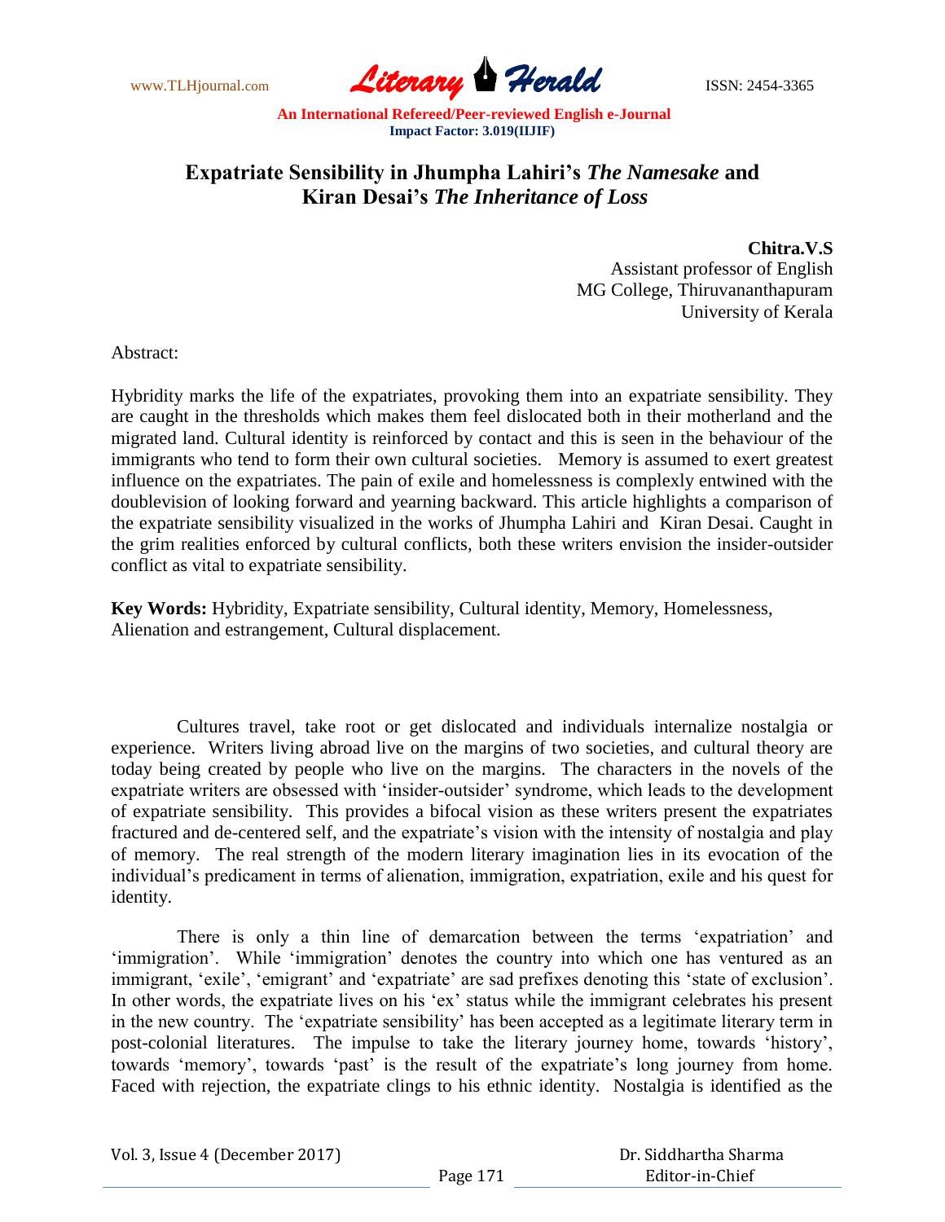# Expatriate Sensibility in Jhumpha Lahiri's *The Namesake* and Kiran Desai's *The Inheritance of Loss*

**Chitra.V.S**
Assistant professor of English
MG College, Thiruvananthapuram
University of Kerala

Abstract:

Hybridity marks the life of the expatriates, provoking them into an expatriate sensibility. They are caught in the thresholds which makes them feel dislocated both in their motherland and the migrated land. Cultural identity is reinforced by contact and this is seen in the behaviour of the immigrants who tend to form their own cultural societies. Memory is assumed to exert greatest influence on the expatriates. The pain of exile and homelessness is complexly entwined with the doublevision of looking forward and yearning backward. This article highlights a comparison of the expatriate sensibility visualized in the works of Jhumpha Lahiri and Kiran Desai. Caught in the grim realities enforced by cultural conflicts, both these writers envision the insider-outsider conflict as vital to expatriate sensibility.

**Key Words:** Hybridity, Expatriate sensibility, Cultural identity, Memory, Homelessness, Alienation and estrangement, Cultural displacement.

Cultures travel, take root or get dislocated and individuals internalize nostalgia or experience. Writers living abroad live on the margins of two societies, and cultural theory are today being created by people who live on the margins. The characters in the novels of the expatriate writers are obsessed with 'insider-outsider' syndrome, which leads to the development of expatriate sensibility. This provides a bifocal vision as these writers present the expatriates fractured and de-centered self, and the expatriate's vision with the intensity of nostalgia and play of memory. The real strength of the modern literary imagination lies in its evocation of the individual's predicament in terms of alienation, immigration, expatriation, exile and his quest for identity.

There is only a thin line of demarcation between the terms 'expatriation' and 'immigration'. While 'immigration' denotes the country into which one has ventured as an immigrant, 'exile', 'emigrant' and 'expatriate' are sad prefixes denoting this 'state of exclusion'. In other words, the expatriate lives on his 'ex' status while the immigrant celebrates his present in the new country. The 'expatriate sensibility' has been accepted as a legitimate literary term in post-colonial literatures. The impulse to take the literary journey home, towards 'history', towards 'memory', towards 'past' is the result of the expatriate's long journey from home. Faced with rejection, the expatriate clings to his ethnic identity. Nostalgia is identified as the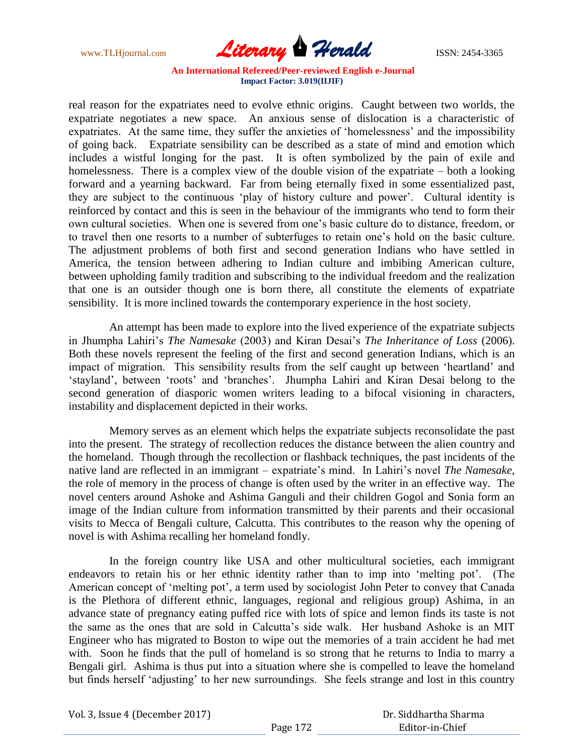real reason for the expatriates need to evolve ethnic origins. Caught between two worlds, the expatriate negotiates a new space. An anxious sense of dislocation is a characteristic of expatriates. At the same time, they suffer the anxieties of 'homelessness' and the impossibility of going back. Expatriate sensibility can be described as a state of mind and emotion which includes a wistful longing for the past. It is often symbolized by the pain of exile and homelessness. There is a complex view of the double vision of the expatriate – both a looking forward and a yearning backward. Far from being eternally fixed in some essentialized past, they are subject to the continuous 'play of history culture and power'. Cultural identity is reinforced by contact and this is seen in the behaviour of the immigrants who tend to form their own cultural societies. When one is severed from one's basic culture do to distance, freedom, or to travel then one resorts to a number of subterfuges to retain one's hold on the basic culture. The adjustment problems of both first and second generation Indians who have settled in America, the tension between adhering to Indian culture and imbibing American culture, between upholding family tradition and subscribing to the individual freedom and the realization that one is an outsider though one is born there, all constitute the elements of expatriate sensibility. It is more inclined towards the contemporary experience in the host society.

An attempt has been made to explore into the lived experience of the expatriate subjects in Jhumpha Lahiri's *The Namesake* (2003) and Kiran Desai's *The Inheritance of Loss* (2006). Both these novels represent the feeling of the first and second generation Indians, which is an impact of migration. This sensibility results from the self caught up between 'heartland' and 'stayland', between 'roots' and 'branches'. Jhumpha Lahiri and Kiran Desai belong to the second generation of diasporic women writers leading to a bifocal visioning in characters, instability and displacement depicted in their works.

Memory serves as an element which helps the expatriate subjects reconsolidate the past into the present. The strategy of recollection reduces the distance between the alien country and the homeland. Though through the recollection or flashback techniques, the past incidents of the native land are reflected in an immigrant – expatriate's mind. In Lahiri's novel *The Namesake*, the role of memory in the process of change is often used by the writer in an effective way. The novel centers around Ashoke and Ashima Ganguli and their children Gogol and Sonia form an image of the Indian culture from information transmitted by their parents and their occasional visits to Mecca of Bengali culture, Calcutta. This contributes to the reason why the opening of novel is with Ashima recalling her homeland fondly.

In the foreign country like USA and other multicultural societies, each immigrant endeavors to retain his or her ethnic identity rather than to imp into 'melting pot'. (The American concept of 'melting pot', a term used by sociologist John Peter to convey that Canada is the Plethora of different ethnic, languages, regional and religious group) Ashima, in an advance state of pregnancy eating puffed rice with lots of spice and lemon finds its taste is not the same as the ones that are sold in Calcutta's side walk. Her husband Ashoke is an MIT Engineer who has migrated to Boston to wipe out the memories of a train accident he had met with. Soon he finds that the pull of homeland is so strong that he returns to India to marry a Bengali girl. Ashima is thus put into a situation where she is compelled to leave the homeland but finds herself 'adjusting' to her new surroundings. She feels strange and lost in this country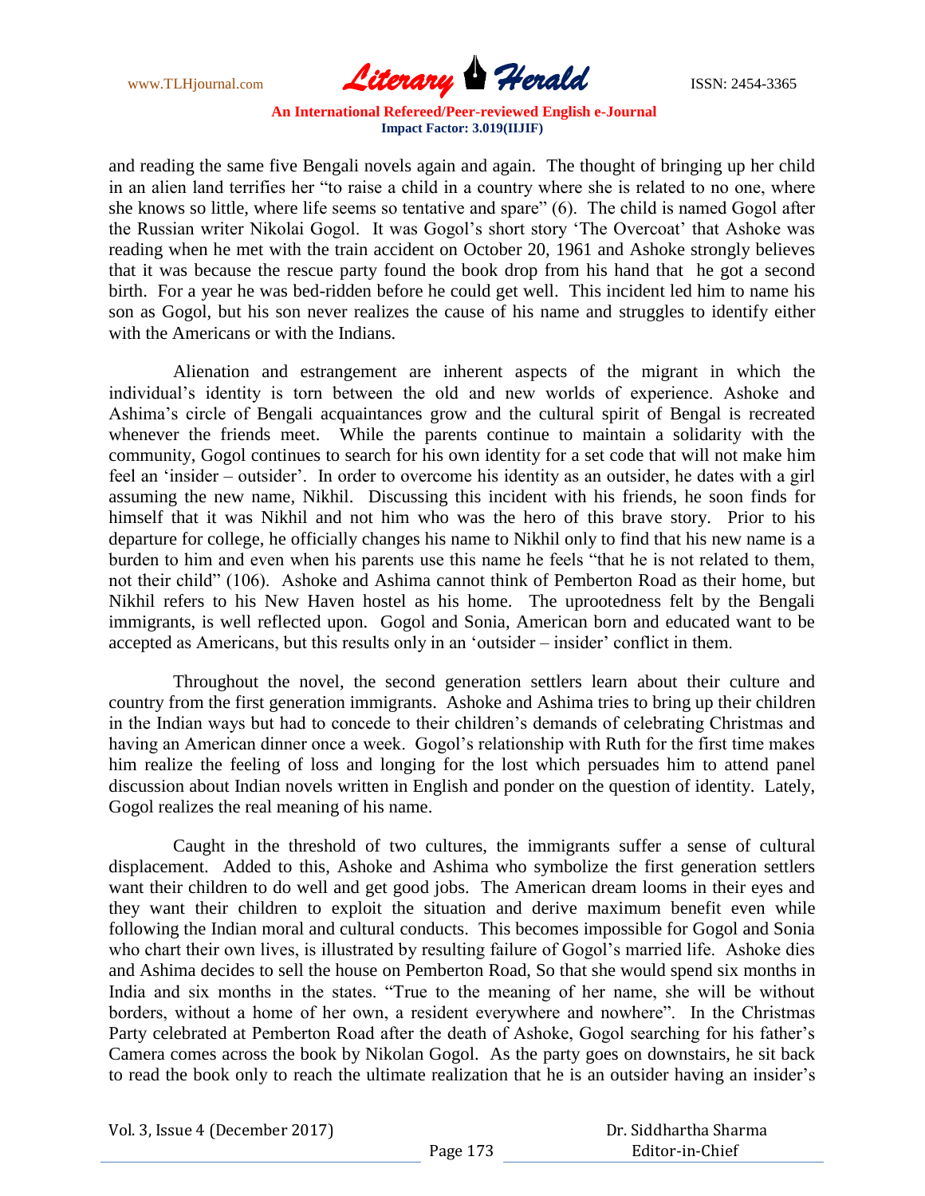and reading the same five Bengali novels again and again. The thought of bringing up her child in an alien land terrifies her "to raise a child in a country where she is related to no one, where she knows so little, where life seems so tentative and spare" (6). The child is named Gogol after the Russian writer Nikolai Gogol. It was Gogol's short story 'The Overcoat' that Ashoke was reading when he met with the train accident on October 20, 1961 and Ashoke strongly believes that it was because the rescue party found the book drop from his hand that he got a second birth. For a year he was bed-ridden before he could get well. This incident led him to name his son as Gogol, but his son never realizes the cause of his name and struggles to identify either with the Americans or with the Indians.

Alienation and estrangement are inherent aspects of the migrant in which the individual's identity is torn between the old and new worlds of experience. Ashoke and Ashima's circle of Bengali acquaintances grow and the cultural spirit of Bengal is recreated whenever the friends meet. While the parents continue to maintain a solidarity with the community, Gogol continues to search for his own identity for a set code that will not make him feel an 'insider – outsider'. In order to overcome his identity as an outsider, he dates with a girl assuming the new name, Nikhil. Discussing this incident with his friends, he soon finds for himself that it was Nikhil and not him who was the hero of this brave story. Prior to his departure for college, he officially changes his name to Nikhil only to find that his new name is a burden to him and even when his parents use this name he feels "that he is not related to them, not their child" (106). Ashoke and Ashima cannot think of Pemberton Road as their home, but Nikhil refers to his New Haven hostel as his home. The uprootedness felt by the Bengali immigrants, is well reflected upon. Gogol and Sonia, American born and educated want to be accepted as Americans, but this results only in an 'outsider – insider' conflict in them.

Throughout the novel, the second generation settlers learn about their culture and country from the first generation immigrants. Ashoke and Ashima tries to bring up their children in the Indian ways but had to concede to their children's demands of celebrating Christmas and having an American dinner once a week. Gogol's relationship with Ruth for the first time makes him realize the feeling of loss and longing for the lost which persuades him to attend panel discussion about Indian novels written in English and ponder on the question of identity. Lately, Gogol realizes the real meaning of his name.

Caught in the threshold of two cultures, the immigrants suffer a sense of cultural displacement. Added to this, Ashoke and Ashima who symbolize the first generation settlers want their children to do well and get good jobs. The American dream looms in their eyes and they want their children to exploit the situation and derive maximum benefit even while following the Indian moral and cultural conducts. This becomes impossible for Gogol and Sonia who chart their own lives, is illustrated by resulting failure of Gogol's married life. Ashoke dies and Ashima decides to sell the house on Pemberton Road, So that she would spend six months in India and six months in the states. "True to the meaning of her name, she will be without borders, without a home of her own, a resident everywhere and nowhere". In the Christmas Party celebrated at Pemberton Road after the death of Ashoke, Gogol searching for his father's Camera comes across the book by Nikolan Gogol. As the party goes on downstairs, he sit back to read the book only to reach the ultimate realization that he is an outsider having an insider's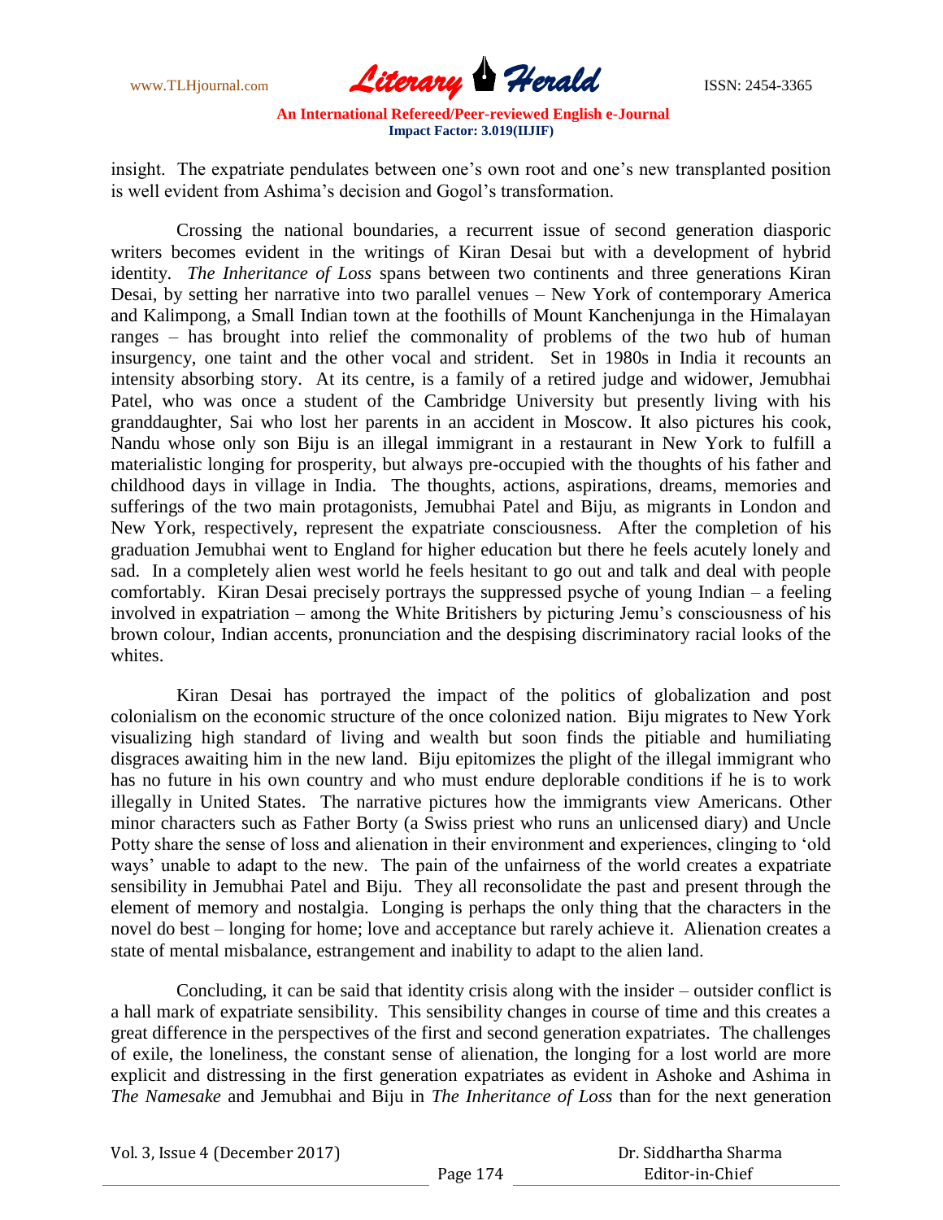insight. The expatriate pendulates between one's own root and one's new transplanted position is well evident from Ashima's decision and Gogol's transformation.

Crossing the national boundaries, a recurrent issue of second generation diasporic writers becomes evident in the writings of Kiran Desai but with a development of hybrid identity. *The Inheritance of Loss* spans between two continents and three generations Kiran Desai, by setting her narrative into two parallel venues – New York of contemporary America and Kalimpong, a Small Indian town at the foothills of Mount Kanchenjunga in the Himalayan ranges – has brought into relief the commonality of problems of the two hub of human insurgency, one taint and the other vocal and strident. Set in 1980s in India it recounts an intensity absorbing story. At its centre, is a family of a retired judge and widower, Jemubhai Patel, who was once a student of the Cambridge University but presently living with his granddaughter, Sai who lost her parents in an accident in Moscow. It also pictures his cook, Nandu whose only son Biju is an illegal immigrant in a restaurant in New York to fulfill a materialistic longing for prosperity, but always pre-occupied with the thoughts of his father and childhood days in village in India. The thoughts, actions, aspirations, dreams, memories and sufferings of the two main protagonists, Jemubhai Patel and Biju, as migrants in London and New York, respectively, represent the expatriate consciousness. After the completion of his graduation Jemubhai went to England for higher education but there he feels acutely lonely and sad. In a completely alien west world he feels hesitant to go out and talk and deal with people comfortably. Kiran Desai precisely portrays the suppressed psyche of young Indian – a feeling involved in expatriation – among the White Britishers by picturing Jemu's consciousness of his brown colour, Indian accents, pronunciation and the despising discriminatory racial looks of the whites.

Kiran Desai has portrayed the impact of the politics of globalization and post colonialism on the economic structure of the once colonized nation. Biju migrates to New York visualizing high standard of living and wealth but soon finds the pitiable and humiliating disgraces awaiting him in the new land. Biju epitomizes the plight of the illegal immigrant who has no future in his own country and who must endure deplorable conditions if he is to work illegally in United States. The narrative pictures how the immigrants view Americans. Other minor characters such as Father Borty (a Swiss priest who runs an unlicensed diary) and Uncle Potty share the sense of loss and alienation in their environment and experiences, clinging to 'old ways' unable to adapt to the new. The pain of the unfairness of the world creates a expatriate sensibility in Jemubhai Patel and Biju. They all reconsolidate the past and present through the element of memory and nostalgia. Longing is perhaps the only thing that the characters in the novel do best – longing for home; love and acceptance but rarely achieve it. Alienation creates a state of mental misbalance, estrangement and inability to adapt to the alien land.

Concluding, it can be said that identity crisis along with the insider – outsider conflict is a hall mark of expatriate sensibility. This sensibility changes in course of time and this creates a great difference in the perspectives of the first and second generation expatriates. The challenges of exile, the loneliness, the constant sense of alienation, the longing for a lost world are more explicit and distressing in the first generation expatriates as evident in Ashoke and Ashima in *The Namesake* and Jemubhai and Biju in *The Inheritance of Loss* than for the next generation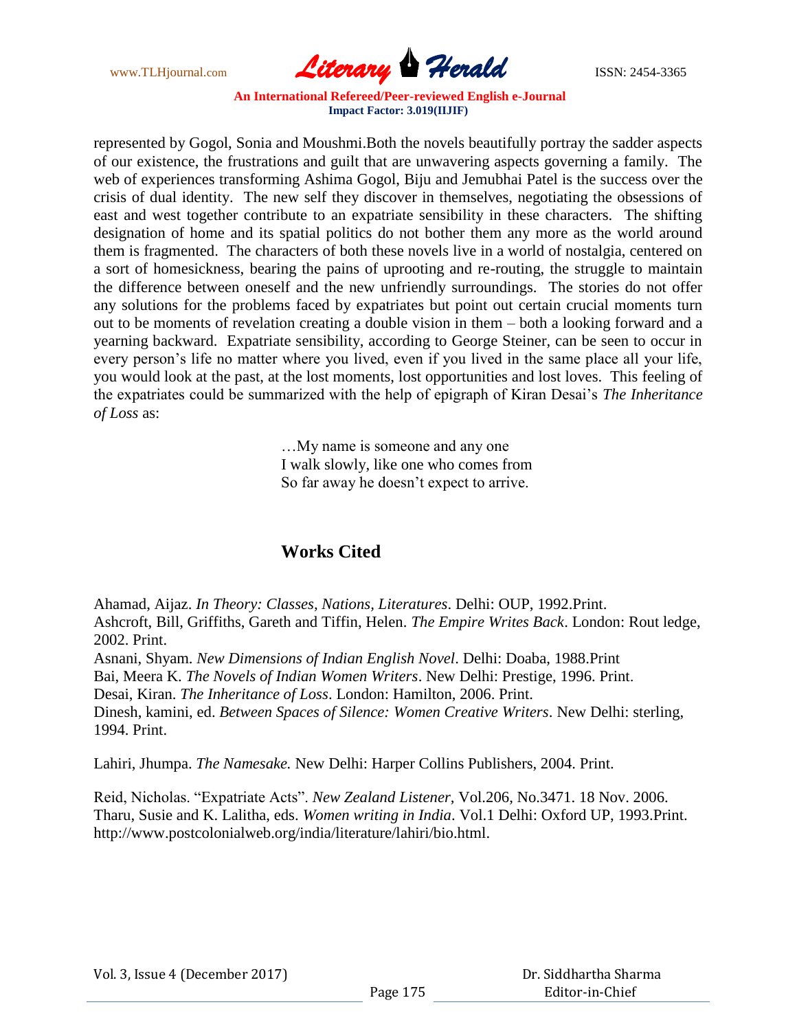represented by Gogol, Sonia and Moushmi.Both the novels beautifully portray the sadder aspects of our existence, the frustrations and guilt that are unwavering aspects governing a family. The web of experiences transforming Ashima Gogol, Biju and Jemubhai Patel is the success over the crisis of dual identity. The new self they discover in themselves, negotiating the obsessions of east and west together contribute to an expatriate sensibility in these characters. The shifting designation of home and its spatial politics do not bother them any more as the world around them is fragmented. The characters of both these novels live in a world of nostalgia, centered on a sort of homesickness, bearing the pains of uprooting and re-routing, the struggle to maintain the difference between oneself and the new unfriendly surroundings. The stories do not offer any solutions for the problems faced by expatriates but point out certain crucial moments turn out to be moments of revelation creating a double vision in them – both a looking forward and a yearning backward. Expatriate sensibility, according to George Steiner, can be seen to occur in every person's life no matter where you lived, even if you lived in the same place all your life, you would look at the past, at the lost moments, lost opportunities and lost loves. This feeling of the expatriates could be summarized with the help of epigraph of Kiran Desai's *The Inheritance of Loss* as:

> …My name is someone and any one
> I walk slowly, like one who comes from
> So far away he doesn't expect to arrive.

## Works Cited

Ahamad, Aijaz. *In Theory: Classes, Nations, Literatures*. Delhi: OUP, 1992.Print.

Ashcroft, Bill, Griffiths, Gareth and Tiffin, Helen. *The Empire Writes Back*. London: Rout ledge, 2002. Print.

Asnani, Shyam. *New Dimensions of Indian English Novel*. Delhi: Doaba, 1988.Print

Bai, Meera K. *The Novels of Indian Women Writers*. New Delhi: Prestige, 1996. Print.

Desai, Kiran. *The Inheritance of Loss*. London: Hamilton, 2006. Print.

Dinesh, kamini, ed. *Between Spaces of Silence: Women Creative Writers*. New Delhi: sterling, 1994. Print.

Lahiri, Jhumpa. *The Namesake.* New Delhi: Harper Collins Publishers, 2004. Print.

Reid, Nicholas. "Expatriate Acts". *New Zealand Listener,* Vol.206, No.3471. 18 Nov. 2006.

Tharu, Susie and K. Lalitha, eds. *Women writing in India*. Vol.1 Delhi: Oxford UP, 1993.Print.

http://www.postcolonialweb.org/india/literature/lahiri/bio.html.